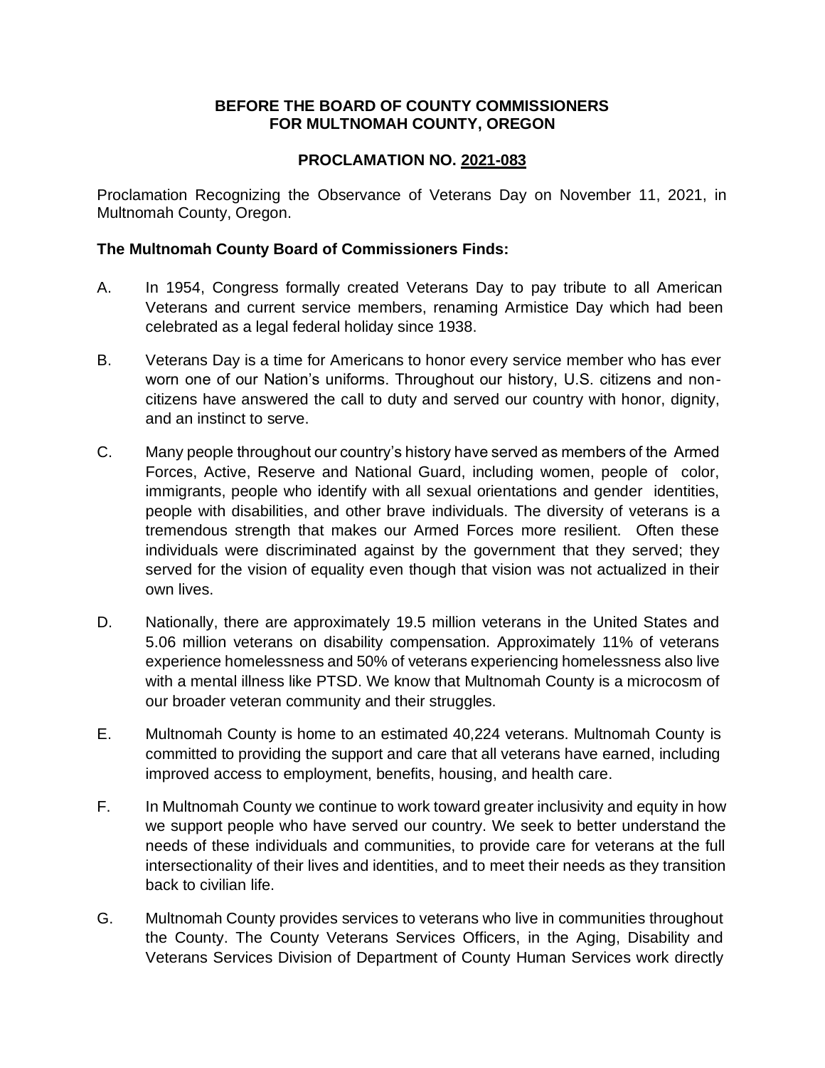**BEFORE THE BOARD OF COUNTY COMMISSIONERS**
**FOR MULTNOMAH COUNTY, OREGON**

**PROCLAMATION NO. 2021-083**

Proclamation Recognizing the Observance of Veterans Day on November 11, 2021, in Multnomah County, Oregon.

**The Multnomah County Board of Commissioners Finds:**

A. In 1954, Congress formally created Veterans Day to pay tribute to all American Veterans and current service members, renaming Armistice Day which had been celebrated as a legal federal holiday since 1938.

B. Veterans Day is a time for Americans to honor every service member who has ever worn one of our Nation's uniforms. Throughout our history, U.S. citizens and non-citizens have answered the call to duty and served our country with honor, dignity, and an instinct to serve.

C. Many people throughout our country's history have served as members of the Armed Forces, Active, Reserve and National Guard, including women, people of color, immigrants, people who identify with all sexual orientations and gender identities, people with disabilities, and other brave individuals. The diversity of veterans is a tremendous strength that makes our Armed Forces more resilient. Often these individuals were discriminated against by the government that they served; they served for the vision of equality even though that vision was not actualized in their own lives.

D. Nationally, there are approximately 19.5 million veterans in the United States and 5.06 million veterans on disability compensation. Approximately 11% of veterans experience homelessness and 50% of veterans experiencing homelessness also live with a mental illness like PTSD. We know that Multnomah County is a microcosm of our broader veteran community and their struggles.

E. Multnomah County is home to an estimated 40,224 veterans. Multnomah County is committed to providing the support and care that all veterans have earned, including improved access to employment, benefits, housing, and health care.

F. In Multnomah County we continue to work toward greater inclusivity and equity in how we support people who have served our country. We seek to better understand the needs of these individuals and communities, to provide care for veterans at the full intersectionality of their lives and identities, and to meet their needs as they transition back to civilian life.

G. Multnomah County provides services to veterans who live in communities throughout the County. The County Veterans Services Officers, in the Aging, Disability and Veterans Services Division of Department of County Human Services work directly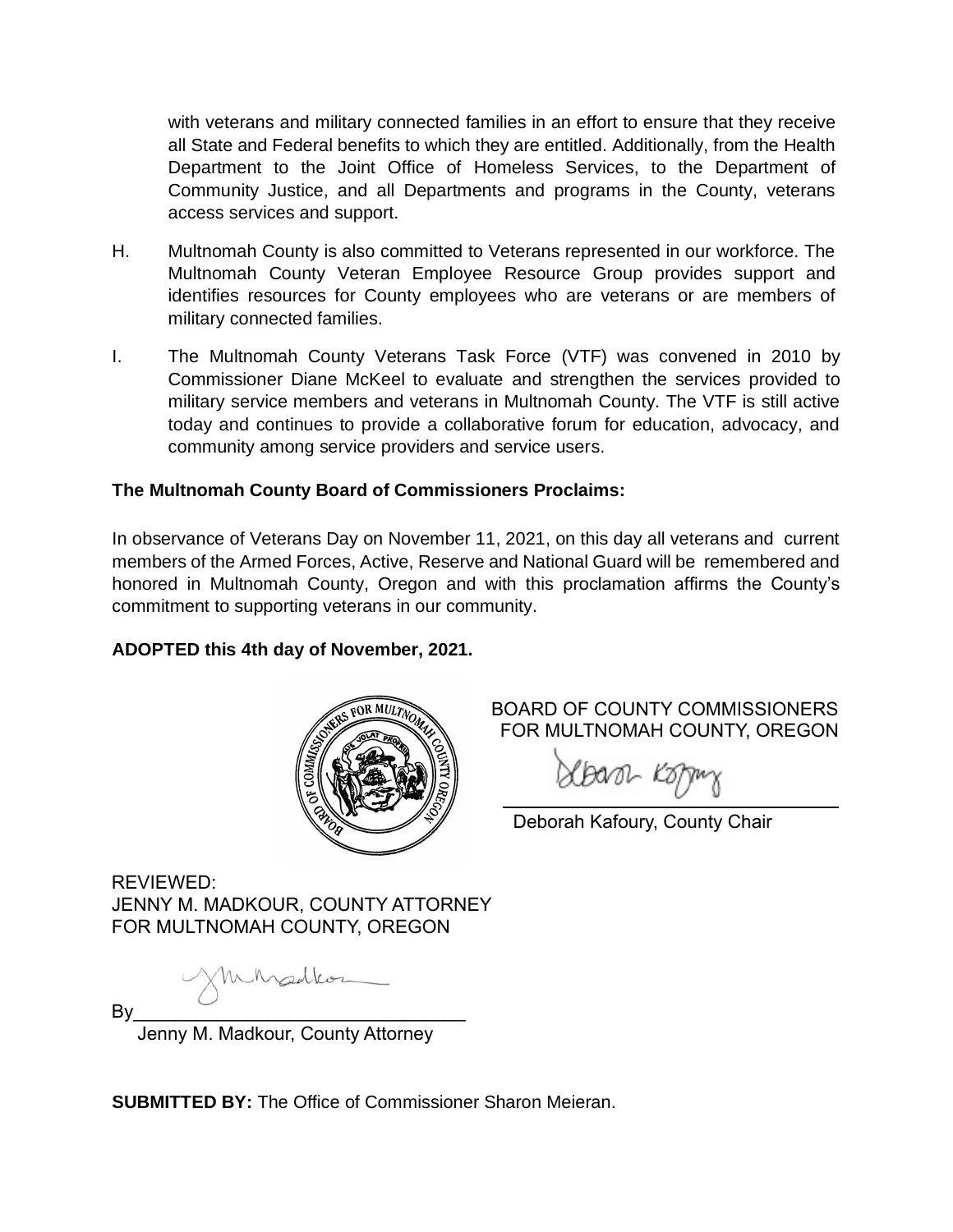with veterans and military connected families in an effort to ensure that they receive all State and Federal benefits to which they are entitled. Additionally, from the Health Department to the Joint Office of Homeless Services, to the Department of Community Justice, and all Departments and programs in the County, veterans access services and support.

H. Multnomah County is also committed to Veterans represented in our workforce. The Multnomah County Veteran Employee Resource Group provides support and identifies resources for County employees who are veterans or are members of military connected families.

I. The Multnomah County Veterans Task Force (VTF) was convened in 2010 by Commissioner Diane McKeel to evaluate and strengthen the services provided to military service members and veterans in Multnomah County. The VTF is still active today and continues to provide a collaborative forum for education, advocacy, and community among service providers and service users.

**The Multnomah County Board of Commissioners Proclaims:**

In observance of Veterans Day on November 11, 2021, on this day all veterans and current members of the Armed Forces, Active, Reserve and National Guard will be remembered and honored in Multnomah County, Oregon and with this proclamation affirms the County's commitment to supporting veterans in our community.

**ADOPTED this 4th day of November, 2021.**

BOARD OF COUNTY COMMISSIONERS
FOR MULTNOMAH COUNTY, OREGON

Deborah Kafoury, County Chair

REVIEWED:
JENNY M. MADKOUR, COUNTY ATTORNEY
FOR MULTNOMAH COUNTY, OREGON

By_______________________________
Jenny M. Madkour, County Attorney

**SUBMITTED BY:** The Office of Commissioner Sharon Meieran.